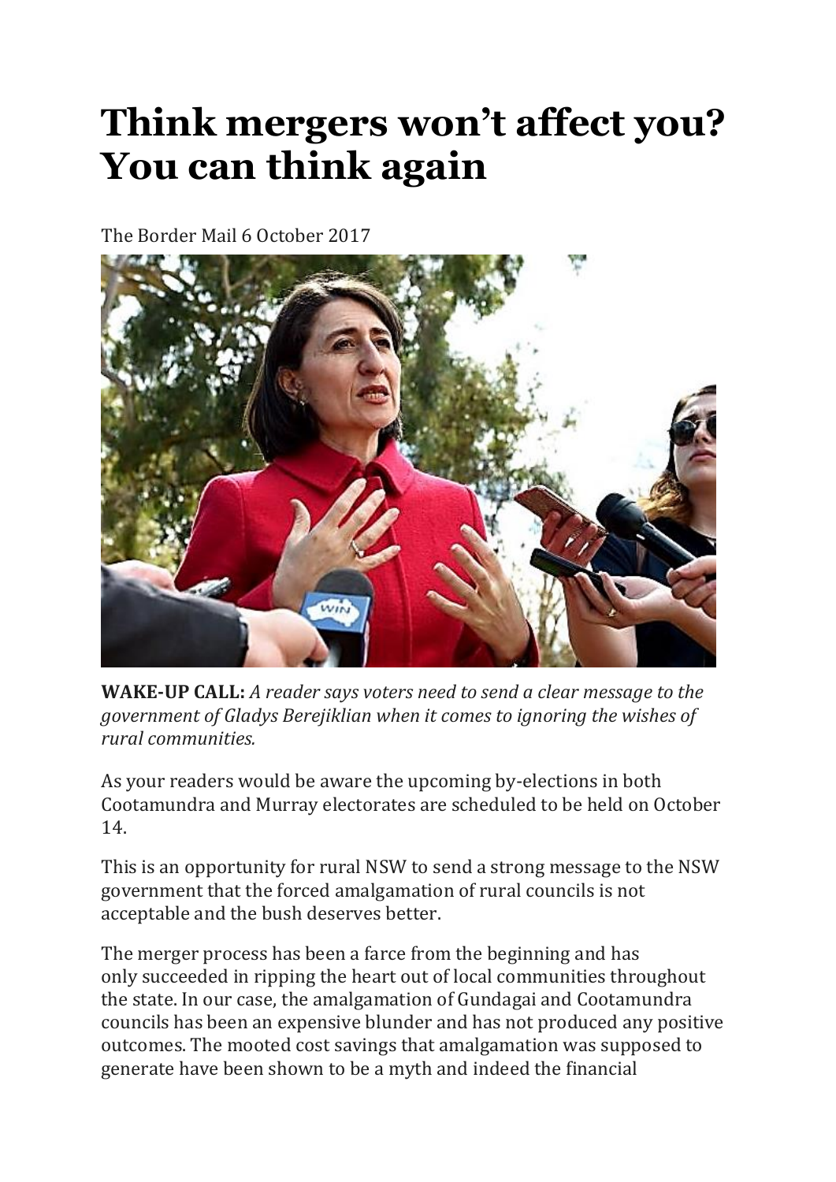# Think mergers won't affect you? You can think again

The Border Mail 6 October 2017

**WAKE-UP CALL:** *A reader says voters need to send a clear message to the government of Gladys Berejiklian when it comes to ignoring the wishes of rural communities.*

As your readers would be aware the upcoming by-elections in both Cootamundra and Murray electorates are scheduled to be held on October 14.

This is an opportunity for rural NSW to send a strong message to the NSW government that the forced amalgamation of rural councils is not acceptable and the bush deserves better.

The merger process has been a farce from the beginning and has only succeeded in ripping the heart out of local communities throughout the state. In our case, the amalgamation of Gundagai and Cootamundra councils has been an expensive blunder and has not produced any positive outcomes. The mooted cost savings that amalgamation was supposed to generate have been shown to be a myth and indeed the financial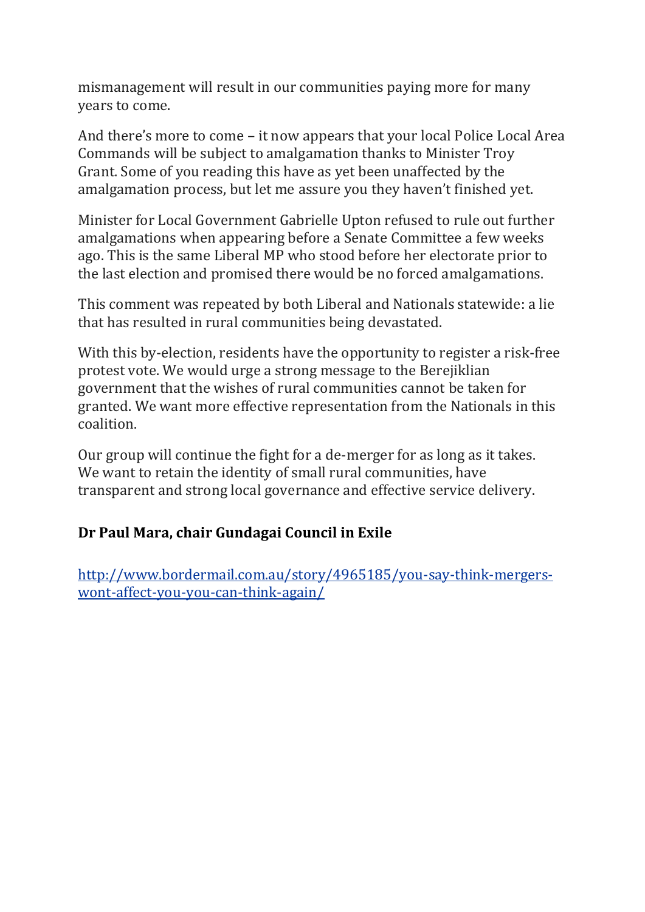mismanagement will result in our communities paying more for many years to come.

And there's more to come – it now appears that your local Police Local Area Commands will be subject to amalgamation thanks to Minister Troy Grant. Some of you reading this have as yet been unaffected by the amalgamation process, but let me assure you they haven't finished yet.

Minister for Local Government Gabrielle Upton refused to rule out further amalgamations when appearing before a Senate Committee a few weeks ago. This is the same Liberal MP who stood before her electorate prior to the last election and promised there would be no forced amalgamations.

This comment was repeated by both Liberal and Nationals statewide: a lie that has resulted in rural communities being devastated.

With this by-election, residents have the opportunity to register a risk-free protest vote. We would urge a strong message to the Berejiklian government that the wishes of rural communities cannot be taken for granted. We want more effective representation from the Nationals in this coalition.

Our group will continue the fight for a de-merger for as long as it takes. We want to retain the identity of small rural communities, have transparent and strong local governance and effective service delivery.

**Dr Paul Mara, chair Gundagai Council in Exile**

[http://www.bordermail.com.au/story/4965185/you-say-think-mergers-wont-affect-you-you-can-think-again/](http://www.bordermail.com.au/story/4965185/you-say-think-mergers-wont-affect-you-you-can-think-again/)